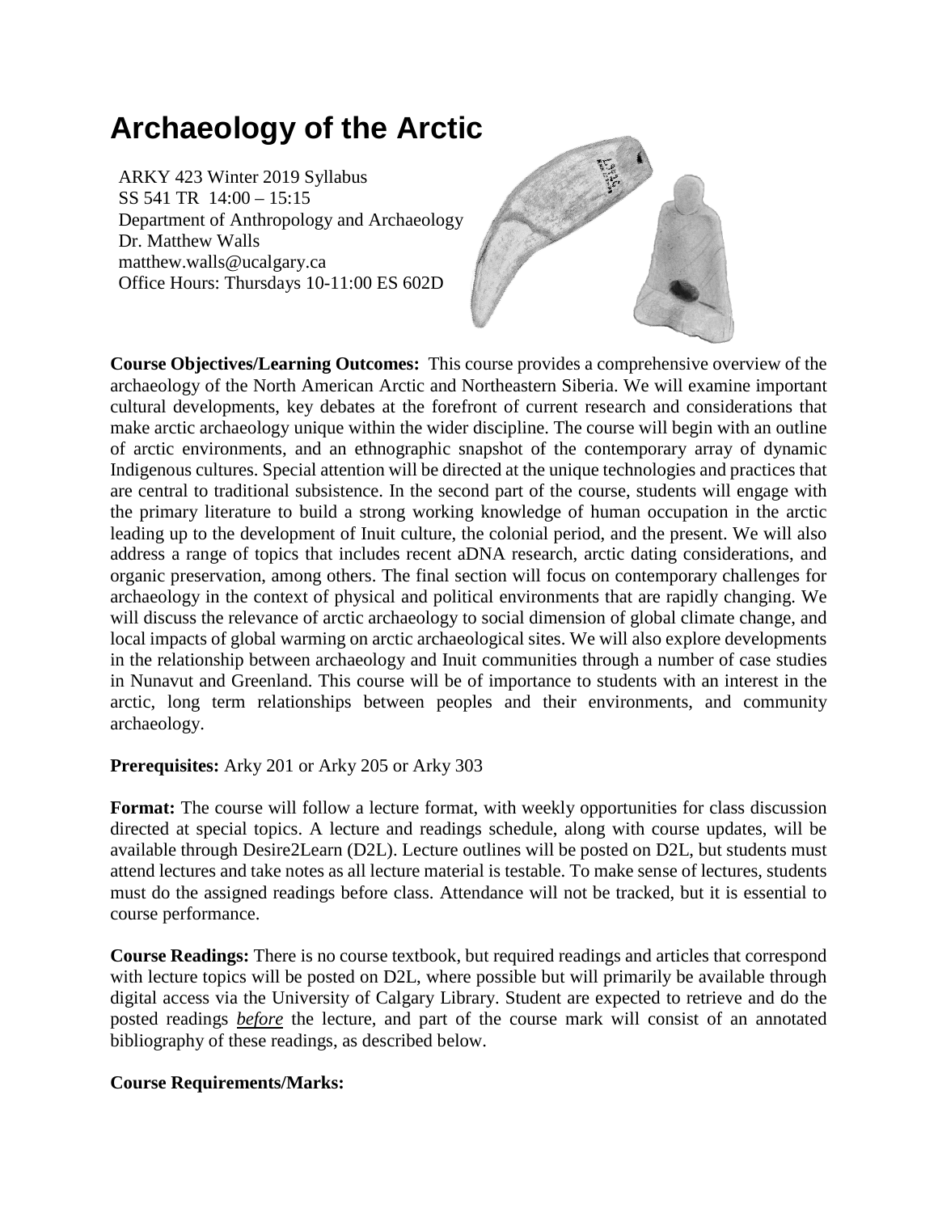# Archaeology of the Arctic

ARKY 423 Winter 2019 Syllabus
SS 541 TR 14:00 – 15:15
Department of Anthropology and Archaeology
Dr. Matthew Walls
matthew.walls@ucalgary.ca
Office Hours: Thursdays 10-11:00 ES 602D

**Course Objectives/Learning Outcomes:** This course provides a comprehensive overview of the archaeology of the North American Arctic and Northeastern Siberia. We will examine important cultural developments, key debates at the forefront of current research and considerations that make arctic archaeology unique within the wider discipline. The course will begin with an outline of arctic environments, and an ethnographic snapshot of the contemporary array of dynamic Indigenous cultures. Special attention will be directed at the unique technologies and practices that are central to traditional subsistence. In the second part of the course, students will engage with the primary literature to build a strong working knowledge of human occupation in the arctic leading up to the development of Inuit culture, the colonial period, and the present. We will also address a range of topics that includes recent aDNA research, arctic dating considerations, and organic preservation, among others. The final section will focus on contemporary challenges for archaeology in the context of physical and political environments that are rapidly changing. We will discuss the relevance of arctic archaeology to social dimension of global climate change, and local impacts of global warming on arctic archaeological sites. We will also explore developments in the relationship between archaeology and Inuit communities through a number of case studies in Nunavut and Greenland. This course will be of importance to students with an interest in the arctic, long term relationships between peoples and their environments, and community archaeology.

**Prerequisites:** Arky 201 or Arky 205 or Arky 303

**Format:** The course will follow a lecture format, with weekly opportunities for class discussion directed at special topics. A lecture and readings schedule, along with course updates, will be available through Desire2Learn (D2L). Lecture outlines will be posted on D2L, but students must attend lectures and take notes as all lecture material is testable. To make sense of lectures, students must do the assigned readings before class. Attendance will not be tracked, but it is essential to course performance.

**Course Readings:** There is no course textbook, but required readings and articles that correspond with lecture topics will be posted on D2L, where possible but will primarily be available through digital access via the University of Calgary Library. Student are expected to retrieve and do the posted readings ***before*** the lecture, and part of the course mark will consist of an annotated bibliography of these readings, as described below.

**Course Requirements/Marks:**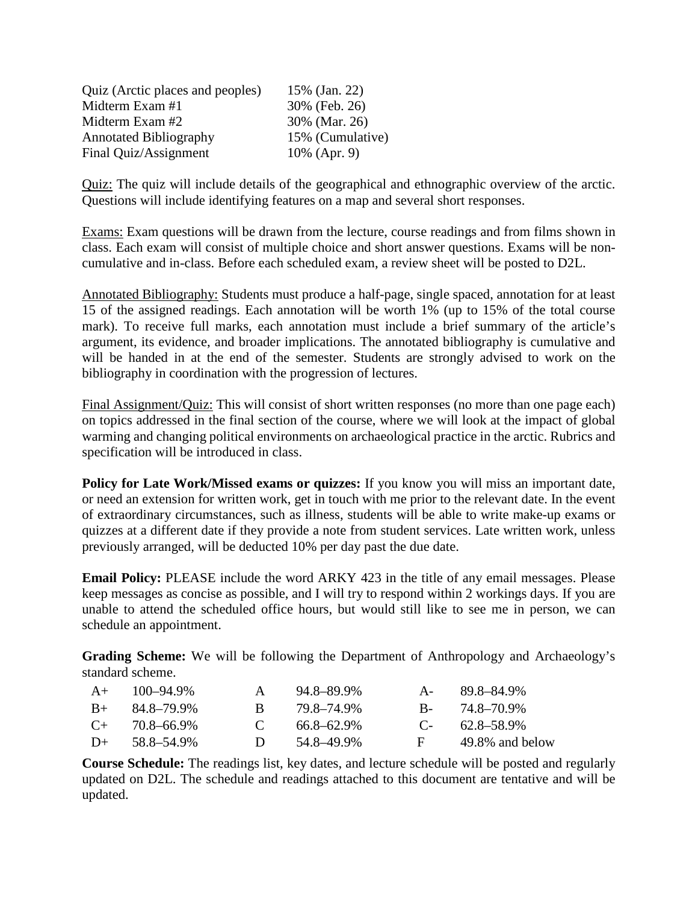| | |
|---|---|
| Quiz (Arctic places and peoples) | 15% (Jan. 22) |
| Midterm Exam #1 | 30% (Feb. 26) |
| Midterm Exam #2 | 30% (Mar. 26) |
| Annotated Bibliography | 15% (Cumulative) |
| Final Quiz/Assignment | 10% (Apr. 9) |

Quiz: The quiz will include details of the geographical and ethnographic overview of the arctic. Questions will include identifying features on a map and several short responses.

Exams: Exam questions will be drawn from the lecture, course readings and from films shown in class. Each exam will consist of multiple choice and short answer questions. Exams will be non-cumulative and in-class. Before each scheduled exam, a review sheet will be posted to D2L.

Annotated Bibliography: Students must produce a half-page, single spaced, annotation for at least 15 of the assigned readings. Each annotation will be worth 1% (up to 15% of the total course mark). To receive full marks, each annotation must include a brief summary of the article's argument, its evidence, and broader implications. The annotated bibliography is cumulative and will be handed in at the end of the semester. Students are strongly advised to work on the bibliography in coordination with the progression of lectures.

Final Assignment/Quiz: This will consist of short written responses (no more than one page each) on topics addressed in the final section of the course, where we will look at the impact of global warming and changing political environments on archaeological practice in the arctic. Rubrics and specification will be introduced in class.

**Policy for Late Work/Missed exams or quizzes:** If you know you will miss an important date, or need an extension for written work, get in touch with me prior to the relevant date. In the event of extraordinary circumstances, such as illness, students will be able to write make-up exams or quizzes at a different date if they provide a note from student services. Late written work, unless previously arranged, will be deducted 10% per day past the due date.

**Email Policy:** PLEASE include the word ARKY 423 in the title of any email messages. Please keep messages as concise as possible, and I will try to respond within 2 workings days. If you are unable to attend the scheduled office hours, but would still like to see me in person, we can schedule an appointment.

**Grading Scheme:** We will be following the Department of Anthropology and Archaeology's standard scheme.

| | | | | | |
|---|---|---|---|---|---|
| A+ | 100–94.9% | A | 94.8–89.9% | A- | 89.8–84.9% |
| B+ | 84.8–79.9% | B | 79.8–74.9% | B- | 74.8–70.9% |
| C+ | 70.8–66.9% | C | 66.8–62.9% | C- | 62.8–58.9% |
| D+ | 58.8–54.9% | D | 54.8–49.9% | F | 49.8% and below |

**Course Schedule:** The readings list, key dates, and lecture schedule will be posted and regularly updated on D2L. The schedule and readings attached to this document are tentative and will be updated.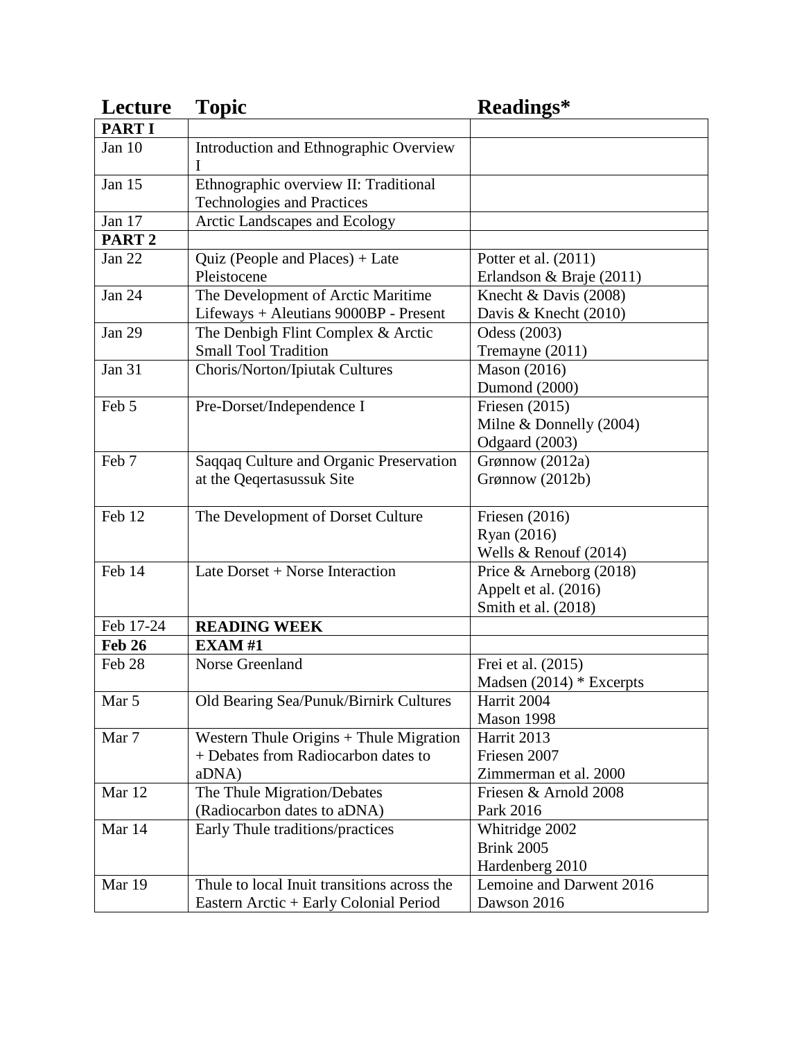| Lecture | Topic | Readings* |
|---|---|---|
| **PART I** | | |
| Jan 10 | Introduction and Ethnographic Overview I | |
| Jan 15 | Ethnographic overview II: Traditional Technologies and Practices | |
| Jan 17 | Arctic Landscapes and Ecology | |
| **PART 2** | | |
| Jan 22 | Quiz (People and Places) + Late Pleistocene | Potter et al. (2011)<br>Erlandson & Braje (2011) |
| Jan 24 | The Development of Arctic Maritime Lifeways + Aleutians 9000BP - Present | Knecht & Davis (2008)<br>Davis & Knecht (2010) |
| Jan 29 | The Denbigh Flint Complex & Arctic Small Tool Tradition | Odess (2003)<br>Tremayne (2011) |
| Jan 31 | Choris/Norton/Ipiutak Cultures | Mason (2016)<br>Dumond (2000) |
| Feb 5 | Pre-Dorset/Independence I | Friesen (2015)<br>Milne & Donnelly (2004)<br>Odgaard (2003) |
| Feb 7 | Saqqaq Culture and Organic Preservation at the Qeqertasussuk Site | Grønnow (2012a)<br>Grønnow (2012b) |
| Feb 12 | The Development of Dorset Culture | Friesen (2016)<br>Ryan (2016)<br>Wells & Renouf (2014) |
| Feb 14 | Late Dorset + Norse Interaction | Price & Arneborg (2018)<br>Appelt et al. (2016)<br>Smith et al. (2018) |
| Feb 17-24 | **READING WEEK** | |
| **Feb 26** | **EXAM #1** | |
| Feb 28 | Norse Greenland | Frei et al. (2015)<br>Madsen (2014) * Excerpts |
| Mar 5 | Old Bearing Sea/Punuk/Birnirk Cultures | Harrit 2004<br>Mason 1998 |
| Mar 7 | Western Thule Origins + Thule Migration + Debates from Radiocarbon dates to aDNA) | Harrit 2013<br>Friesen 2007<br>Zimmerman et al. 2000 |
| Mar 12 | The Thule Migration/Debates (Radiocarbon dates to aDNA) | Friesen & Arnold 2008<br>Park 2016 |
| Mar 14 | Early Thule traditions/practices | Whitridge 2002<br>Brink 2005<br>Hardenberg 2010 |
| Mar 19 | Thule to local Inuit transitions across the Eastern Arctic + Early Colonial Period | Lemoine and Darwent 2016<br>Dawson 2016 |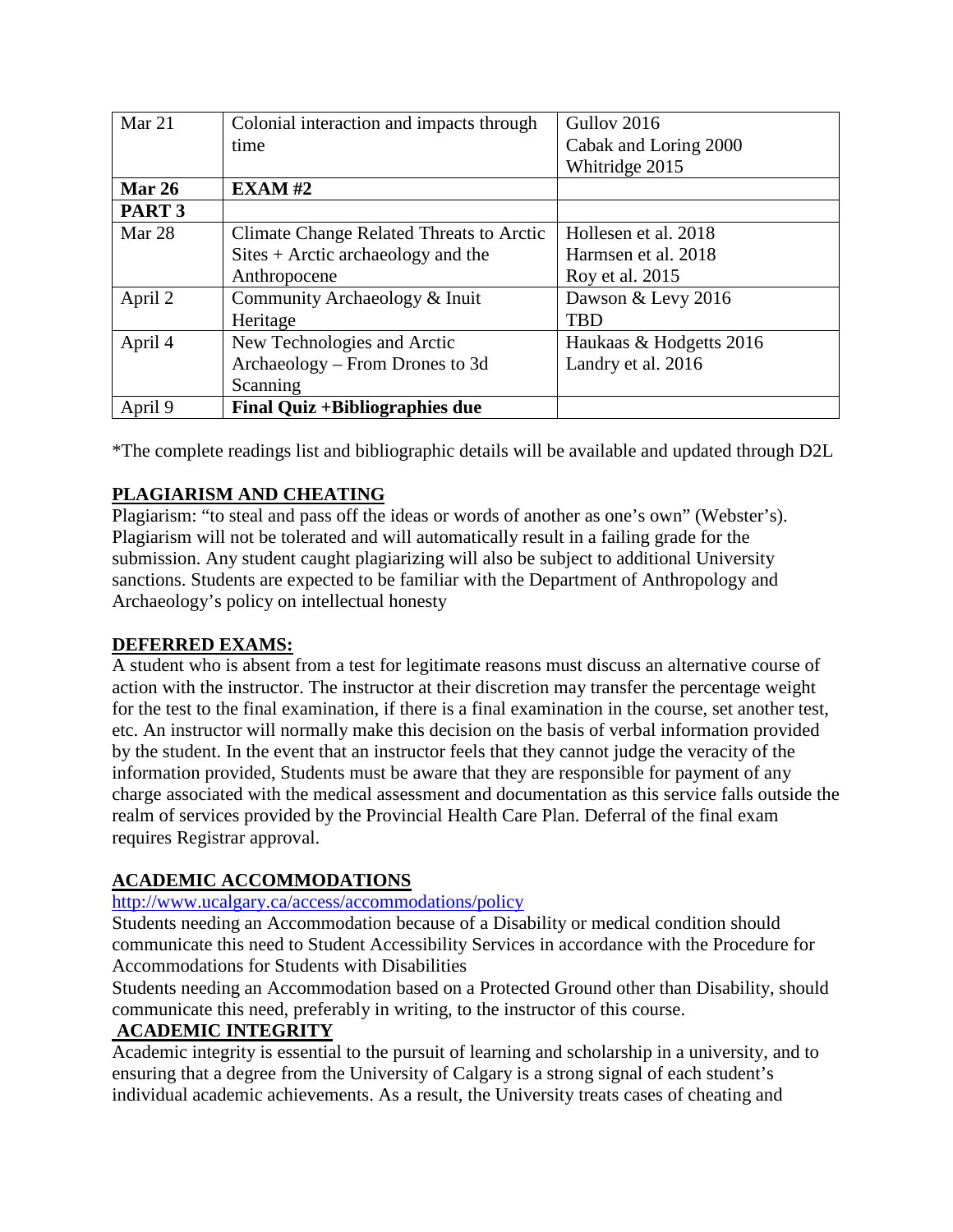| Mar 21 | Colonial interaction and impacts through time | Gullov 2016<br>Cabak and Loring 2000<br>Whitridge 2015 |
|---|---|---|
| **Mar 26** | **EXAM #2** | |
| **PART 3** | | |
| Mar 28 | Climate Change Related Threats to Arctic Sites + Arctic archaeology and the Anthropocene | Hollesen et al. 2018<br>Harmsen et al. 2018<br>Roy et al. 2015 |
| April 2 | Community Archaeology & Inuit Heritage | Dawson & Levy 2016<br>TBD |
| April 4 | New Technologies and Arctic Archaeology – From Drones to 3d Scanning | Haukaas & Hodgetts 2016<br>Landry et al. 2016 |
| April 9 | **Final Quiz +Bibliographies due** | |

*The complete readings list and bibliographic details will be available and updated through D2L

## PLAGIARISM AND CHEATING

Plagiarism: "to steal and pass off the ideas or words of another as one's own" (Webster's). Plagiarism will not be tolerated and will automatically result in a failing grade for the submission. Any student caught plagiarizing will also be subject to additional University sanctions. Students are expected to be familiar with the Department of Anthropology and Archaeology's policy on intellectual honesty

## DEFERRED EXAMS:

A student who is absent from a test for legitimate reasons must discuss an alternative course of action with the instructor. The instructor at their discretion may transfer the percentage weight for the test to the final examination, if there is a final examination in the course, set another test, etc. An instructor will normally make this decision on the basis of verbal information provided by the student. In the event that an instructor feels that they cannot judge the veracity of the information provided, Students must be aware that they are responsible for payment of any charge associated with the medical assessment and documentation as this service falls outside the realm of services provided by the Provincial Health Care Plan. Deferral of the final exam requires Registrar approval.

## ACADEMIC ACCOMMODATIONS

http://www.ucalgary.ca/access/accommodations/policy

Students needing an Accommodation because of a Disability or medical condition should communicate this need to Student Accessibility Services in accordance with the Procedure for Accommodations for Students with Disabilities

Students needing an Accommodation based on a Protected Ground other than Disability, should communicate this need, preferably in writing, to the instructor of this course.

## ACADEMIC INTEGRITY

Academic integrity is essential to the pursuit of learning and scholarship in a university, and to ensuring that a degree from the University of Calgary is a strong signal of each student's individual academic achievements. As a result, the University treats cases of cheating and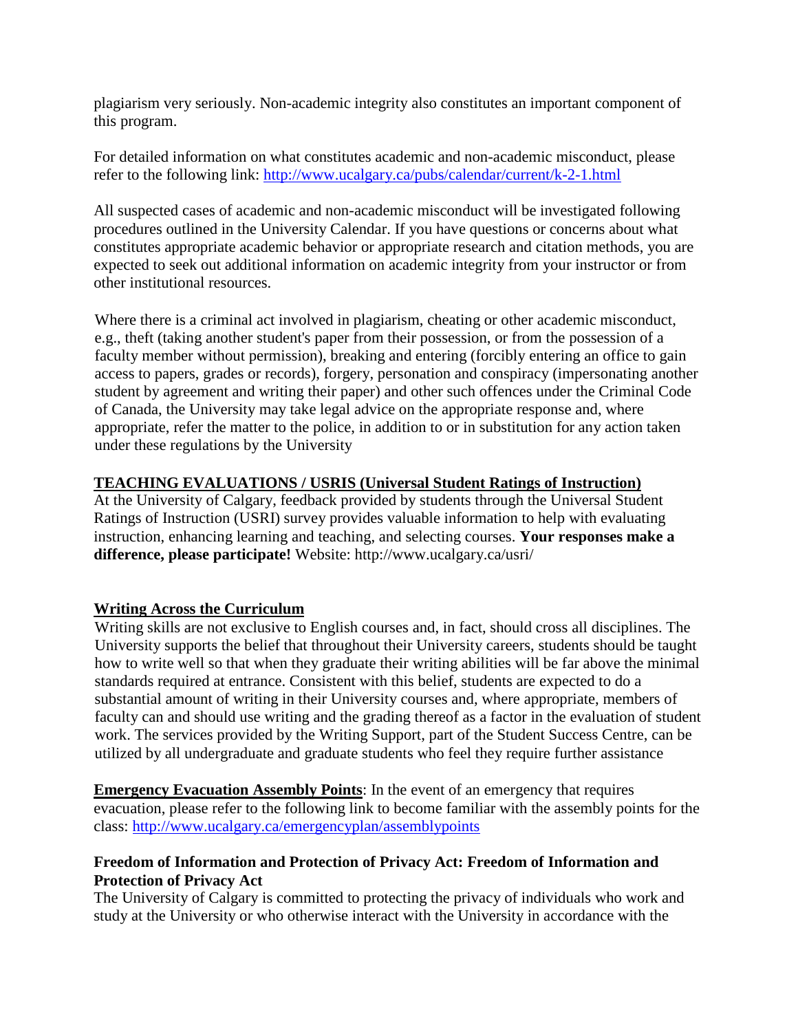plagiarism very seriously. Non-academic integrity also constitutes an important component of this program.

For detailed information on what constitutes academic and non-academic misconduct, please refer to the following link: http://www.ucalgary.ca/pubs/calendar/current/k-2-1.html

All suspected cases of academic and non-academic misconduct will be investigated following procedures outlined in the University Calendar. If you have questions or concerns about what constitutes appropriate academic behavior or appropriate research and citation methods, you are expected to seek out additional information on academic integrity from your instructor or from other institutional resources.

Where there is a criminal act involved in plagiarism, cheating or other academic misconduct, e.g., theft (taking another student's paper from their possession, or from the possession of a faculty member without permission), breaking and entering (forcibly entering an office to gain access to papers, grades or records), forgery, personation and conspiracy (impersonating another student by agreement and writing their paper) and other such offences under the Criminal Code of Canada, the University may take legal advice on the appropriate response and, where appropriate, refer the matter to the police, in addition to or in substitution for any action taken under these regulations by the University

**TEACHING EVALUATIONS / USRIS (Universal Student Ratings of Instruction)**

At the University of Calgary, feedback provided by students through the Universal Student Ratings of Instruction (USRI) survey provides valuable information to help with evaluating instruction, enhancing learning and teaching, and selecting courses. **Your responses make a difference, please participate!** Website: http://www.ucalgary.ca/usri/

**Writing Across the Curriculum**

Writing skills are not exclusive to English courses and, in fact, should cross all disciplines. The University supports the belief that throughout their University careers, students should be taught how to write well so that when they graduate their writing abilities will be far above the minimal standards required at entrance. Consistent with this belief, students are expected to do a substantial amount of writing in their University courses and, where appropriate, members of faculty can and should use writing and the grading thereof as a factor in the evaluation of student work. The services provided by the Writing Support, part of the Student Success Centre, can be utilized by all undergraduate and graduate students who feel they require further assistance

**Emergency Evacuation Assembly Points**: In the event of an emergency that requires evacuation, please refer to the following link to become familiar with the assembly points for the class: http://www.ucalgary.ca/emergencyplan/assemblypoints

**Freedom of Information and Protection of Privacy Act: Freedom of Information and Protection of Privacy Act**

The University of Calgary is committed to protecting the privacy of individuals who work and study at the University or who otherwise interact with the University in accordance with the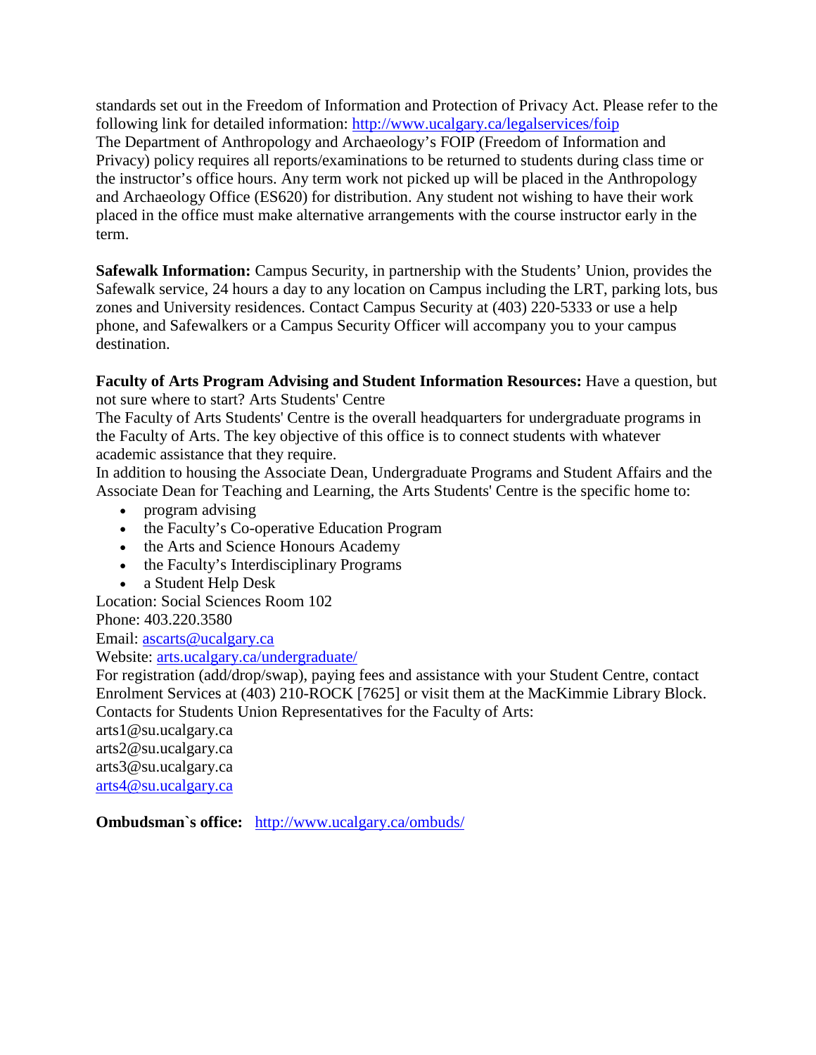standards set out in the Freedom of Information and Protection of Privacy Act. Please refer to the following link for detailed information: http://www.ucalgary.ca/legalservices/foip
The Department of Anthropology and Archaeology's FOIP (Freedom of Information and Privacy) policy requires all reports/examinations to be returned to students during class time or the instructor's office hours. Any term work not picked up will be placed in the Anthropology and Archaeology Office (ES620) for distribution. Any student not wishing to have their work placed in the office must make alternative arrangements with the course instructor early in the term.

**Safewalk Information:** Campus Security, in partnership with the Students' Union, provides the Safewalk service, 24 hours a day to any location on Campus including the LRT, parking lots, bus zones and University residences. Contact Campus Security at (403) 220-5333 or use a help phone, and Safewalkers or a Campus Security Officer will accompany you to your campus destination.

**Faculty of Arts Program Advising and Student Information Resources:** Have a question, but not sure where to start? Arts Students' Centre
The Faculty of Arts Students' Centre is the overall headquarters for undergraduate programs in the Faculty of Arts. The key objective of this office is to connect students with whatever academic assistance that they require.
In addition to housing the Associate Dean, Undergraduate Programs and Student Affairs and the Associate Dean for Teaching and Learning, the Arts Students' Centre is the specific home to:

- program advising
- the Faculty's Co-operative Education Program
- the Arts and Science Honours Academy
- the Faculty's Interdisciplinary Programs
- a Student Help Desk

Location: Social Sciences Room 102
Phone: 403.220.3580
Email: ascarts@ucalgary.ca
Website: arts.ucalgary.ca/undergraduate/
For registration (add/drop/swap), paying fees and assistance with your Student Centre, contact Enrolment Services at (403) 210-ROCK [7625] or visit them at the MacKimmie Library Block.
Contacts for Students Union Representatives for the Faculty of Arts:
arts1@su.ucalgary.ca
arts2@su.ucalgary.ca
arts3@su.ucalgary.ca
arts4@su.ucalgary.ca

**Ombudsman`s office:** http://www.ucalgary.ca/ombuds/